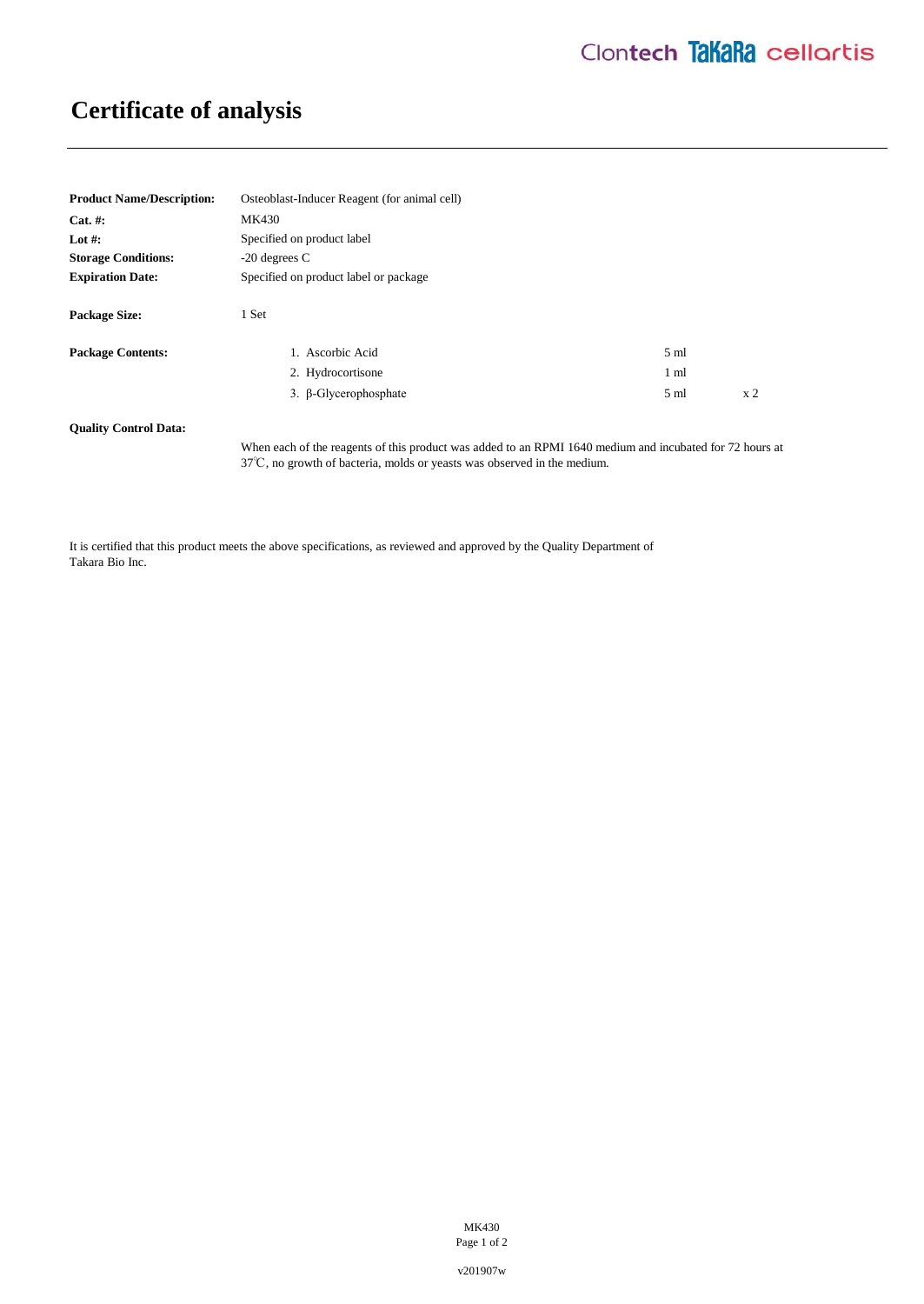# Certificate of analysis

**Product Name/Description:** Osteoblast-Inducer Reagent (for animal cell)

**Cat. #:** MK430

**Lot #:** Specified on product label

**Storage Conditions:** -20 degrees C

**Expiration Date:** Specified on product label or package

**Package Size:** 1 Set

**Package Contents:**

| | | |
|---|---|---|
| 1. Ascorbic Acid | 5 ml | |
| 2. Hydrocortisone | 1 ml | |
| 3. β-Glycerophosphate | 5 ml | x 2 |

**Quality Control Data:**

When each of the reagents of this product was added to an RPMI 1640 medium and incubated for 72 hours at 37℃, no growth of bacteria, molds or yeasts was observed in the medium.

It is certified that this product meets the above specifications, as reviewed and approved by the Quality Department of Takara Bio Inc.

v201907w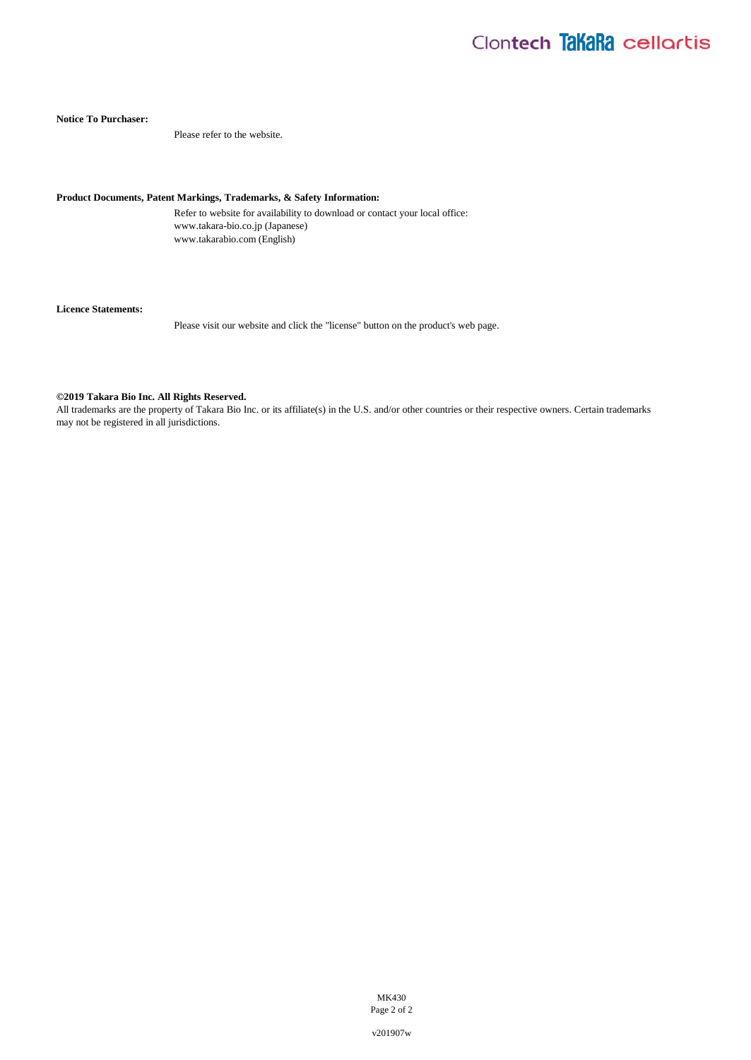**Notice To Purchaser:**

Please refer to the website.

**Product Documents, Patent Markings, Trademarks, & Safety Information:**

Refer to website for availability to download or contact your local office:
www.takara-bio.co.jp (Japanese)
www.takarabio.com (English)

**Licence Statements:**

Please visit our website and click the "license" button on the product's web page.

**©2019 Takara Bio Inc. All Rights Reserved.**
All trademarks are the property of Takara Bio Inc. or its affiliate(s) in the U.S. and/or other countries or their respective owners. Certain trademarks may not be registered in all jurisdictions.

MK430

v201907w